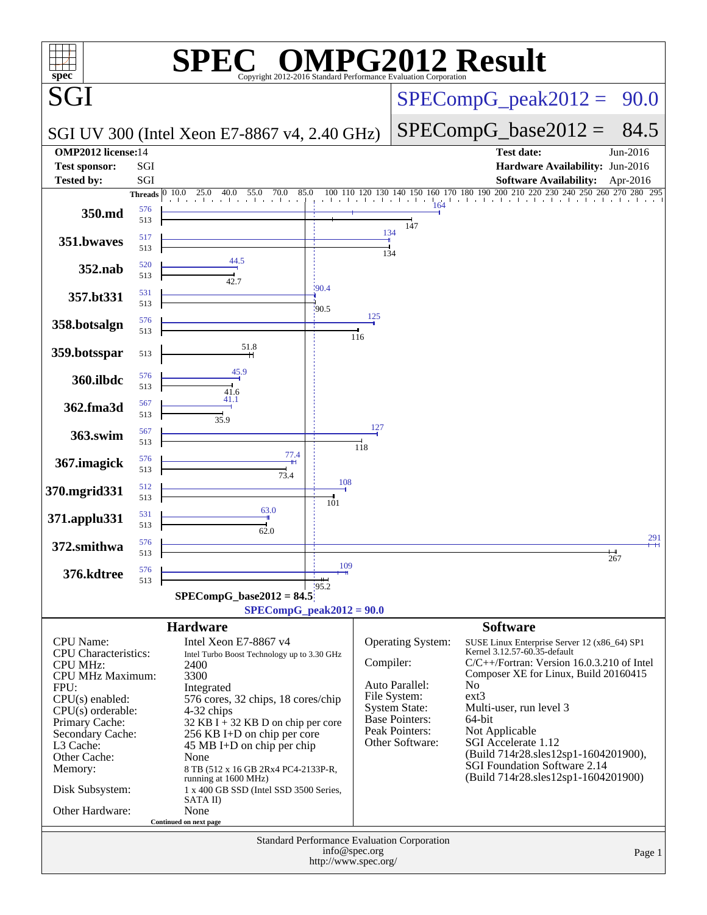# SPEC OMPG2012 Result

Copyright 2012-2016 Standard Performance Evaluation Corporation

## SGI

SGI UV 300 (Intel Xeon E7-8867 v4, 2.40 GHz)

SPECompG_peak2012 = 90.0

SPECompG_base2012 = 84.5

| | | | |
|---|---|---|---|
| **OMP2012 license:** | 14 | **Test date:** | Jun-2016 |
| **Test sponsor:** | SGI | **Hardware Availability:** | Jun-2016 |
| **Tested by:** | SGI | **Software Availability:** | Apr-2016 |

| Benchmark | Threads (peak) | Threads (base) | Peak | Base |
|---|---|---|---|---|
| 350.md | 576 | 513 | 164 | 147 |
| 351.bwaves | 517 | 513 | 134 | 134 |
| 352.nab | 520 | 513 | 44.5 | 42.7 |
| 357.bt331 | 531 | 513 | 90.4 | 90.5 |
| 358.botsalgn | 576 | 513 | 125 | 116 |
| 359.botsspar | | 513 | | 51.8 |
| 360.ilbdc | 576 | 513 | 45.9 | 41.6 |
| 362.fma3d | 567 | 513 | 41.1 | 35.9 |
| 363.swim | 567 | 513 | 127 | 118 |
| 367.imagick | 576 | 513 | 77.4 | 73.4 |
| 370.mgrid331 | 512 | 513 | 108 | 101 |
| 371.applu331 | 531 | 513 | 63.0 | 62.0 |
| 372.smithwa | 576 | 513 | 291 | 267 |
| 376.kdtree | 576 | 513 | 109 | 95.2 |

SPECompG_base2012 = 84.5

SPECompG_peak2012 = 90.0

### Hardware

| | |
|---|---|
| CPU Name: | Intel Xeon E7-8867 v4 |
| CPU Characteristics: | Intel Turbo Boost Technology up to 3.30 GHz |
| CPU MHz: | 2400 |
| CPU MHz Maximum: | 3300 |
| FPU: | Integrated |
| CPU(s) enabled: | 576 cores, 32 chips, 18 cores/chip |
| CPU(s) orderable: | 4-32 chips |
| Primary Cache: | 32 KB I + 32 KB D on chip per core |
| Secondary Cache: | 256 KB I+D on chip per core |
| L3 Cache: | 45 MB I+D on chip per chip |
| Other Cache: | None |
| Memory: | 8 TB (512 x 16 GB 2Rx4 PC4-2133P-R, running at 1600 MHz) |
| Disk Subsystem: | 1 x 400 GB SSD (Intel SSD 3500 Series, SATA II) |
| Other Hardware: | None |

Continued on next page

### Software

| | |
|---|---|
| Operating System: | SUSE Linux Enterprise Server 12 (x86_64) SP1 Kernel 3.12.57-60.35-default |
| Compiler: | C/C++/Fortran: Version 16.0.3.210 of Intel Composer XE for Linux, Build 20160415 |
| Auto Parallel: | No |
| File System: | ext3 |
| System State: | Multi-user, run level 3 |
| Base Pointers: | 64-bit |
| Peak Pointers: | Not Applicable |
| Other Software: | SGI Accelerate 1.12 (Build 714r28.sles12sp1-1604201900), SGI Foundation Software 2.14 (Build 714r28.sles12sp1-1604201900) |

Standard Performance Evaluation Corporation
info@spec.org
http://www.spec.org/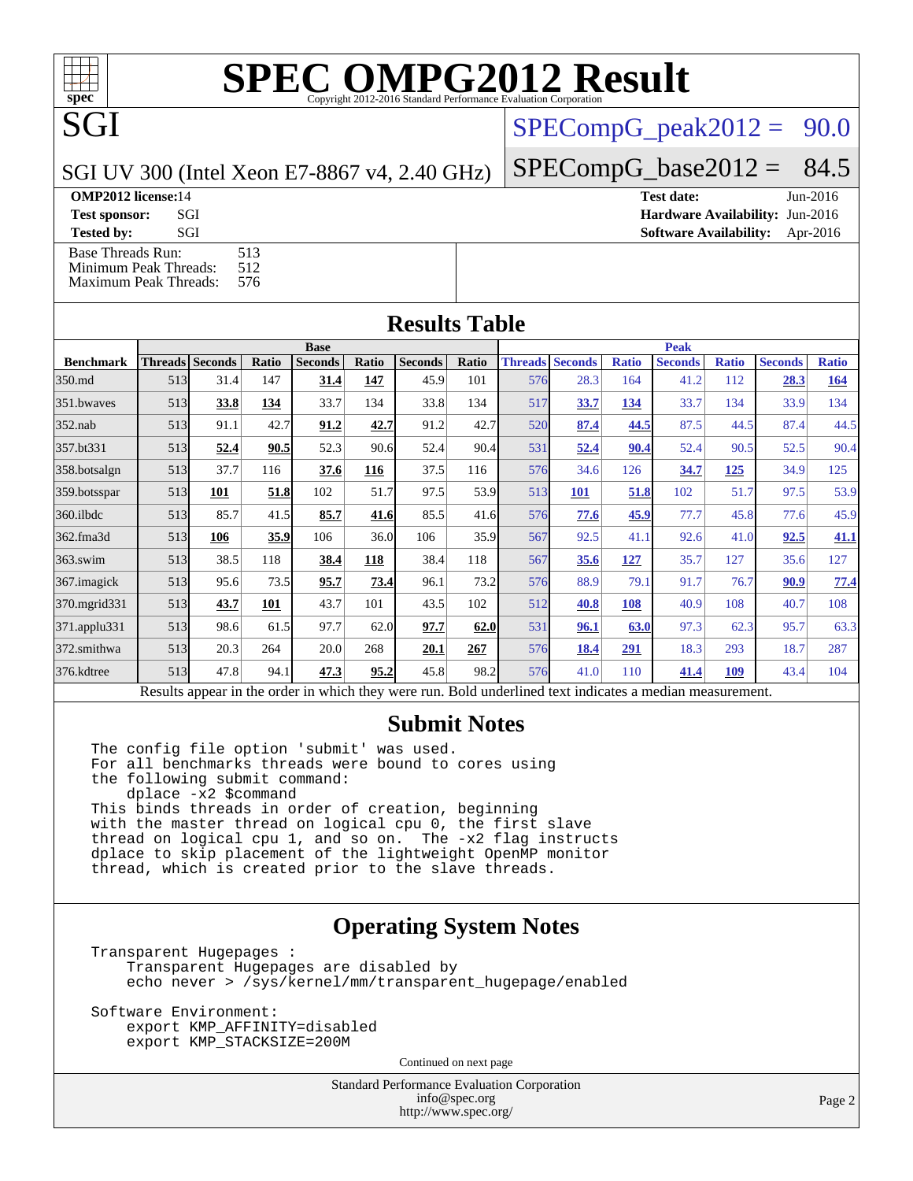# SPEC OMPG2012 Result

Copyright 2012-2016 Standard Performance Evaluation Corporation

**SGI**

SGI UV 300 (Intel Xeon E7-8867 v4, 2.40 GHz)

SPECompG_peak2012 = 90.0

SPECompG_base2012 = 84.5

**OMP2012 license:** 14
**Test sponsor:** SGI
**Tested by:** SGI

**Test date:** Jun-2016
**Hardware Availability:** Jun-2016
**Software Availability:** Apr-2016

Base Threads Run: 513
Minimum Peak Threads: 512
Maximum Peak Threads: 576

## Results Table

| | Base | | | | | | | Peak | | | | | | |
|---|---|---|---|---|---|---|---|---|---|---|---|---|---|---|
| **Benchmark** | **Threads** | **Seconds** | **Ratio** | **Seconds** | **Ratio** | **Seconds** | **Ratio** | **Threads** | **Seconds** | **Ratio** | **Seconds** | **Ratio** | **Seconds** | **Ratio** |
| 350.md | 513 | 31.4 | 147 | **31.4** | **147** | 45.9 | 101 | 576 | 28.3 | 164 | 41.2 | 112 | **28.3** | **164** |
| 351.bwaves | 513 | **33.8** | **134** | 33.7 | 134 | 33.8 | 134 | 517 | **33.7** | **134** | 33.7 | 134 | 33.9 | 134 |
| 352.nab | 513 | 91.1 | 42.7 | **91.2** | **42.7** | 91.2 | 42.7 | 520 | **87.4** | **44.5** | 87.5 | 44.5 | 87.4 | 44.5 |
| 357.bt331 | 513 | **52.4** | **90.5** | 52.3 | 90.6 | 52.4 | 90.4 | 531 | **52.4** | **90.4** | 52.4 | 90.5 | 52.5 | 90.4 |
| 358.botsalgn | 513 | 37.7 | 116 | **37.6** | **116** | 37.5 | 116 | 576 | 34.6 | 126 | **34.7** | **125** | 34.9 | 125 |
| 359.botsspar | 513 | **101** | **51.8** | 102 | 51.7 | 97.5 | 53.9 | 513 | **101** | **51.8** | 102 | 51.7 | 97.5 | 53.9 |
| 360.ilbdc | 513 | 85.7 | 41.5 | **85.7** | **41.6** | 85.5 | 41.6 | 576 | **77.6** | **45.9** | 77.7 | 45.8 | 77.6 | 45.9 |
| 362.fma3d | 513 | **106** | **35.9** | 106 | 36.0 | 106 | 35.9 | 567 | 92.5 | 41.1 | 92.6 | 41.0 | **92.5** | **41.1** |
| 363.swim | 513 | 38.5 | 118 | **38.4** | **118** | 38.4 | 118 | 567 | **35.6** | **127** | 35.7 | 127 | 35.6 | 127 |
| 367.imagick | 513 | 95.6 | 73.5 | **95.7** | **73.4** | 96.1 | 73.2 | 576 | 88.9 | 79.1 | 91.7 | 76.7 | **90.9** | **77.4** |
| 370.mgrid331 | 513 | **43.7** | **101** | 43.7 | 101 | 43.5 | 102 | 512 | **40.8** | **108** | 40.9 | 108 | 40.7 | 108 |
| 371.applu331 | 513 | 98.6 | 61.5 | 97.7 | 62.0 | **97.7** | **62.0** | 531 | **96.1** | **63.0** | 97.3 | 62.3 | 95.7 | 63.3 |
| 372.smithwa | 513 | 20.3 | 264 | 20.0 | 268 | **20.1** | **267** | 576 | **18.4** | **291** | 18.3 | 293 | 18.7 | 287 |
| 376.kdtree | 513 | 47.8 | 94.1 | **47.3** | **95.2** | 45.8 | 98.2 | 576 | 41.0 | 110 | **41.4** | **109** | 43.4 | 104 |

Results appear in the order in which they were run. Bold underlined text indicates a median measurement.

## Submit Notes

```
The config file option 'submit' was used.
For all benchmarks threads were bound to cores using
the following submit command:
    dplace -x2 $command
This binds threads in order of creation, beginning
with the master thread on logical cpu 0, the first slave
thread on logical cpu 1, and so on.  The -x2 flag instructs
dplace to skip placement of the lightweight OpenMP monitor
thread, which is created prior to the slave threads.
```

## Operating System Notes

```
Transparent Hugepages :
    Transparent Hugepages are disabled by
    echo never > /sys/kernel/mm/transparent_hugepage/enabled

Software Environment:
    export KMP_AFFINITY=disabled
    export KMP_STACKSIZE=200M
```

Continued on next page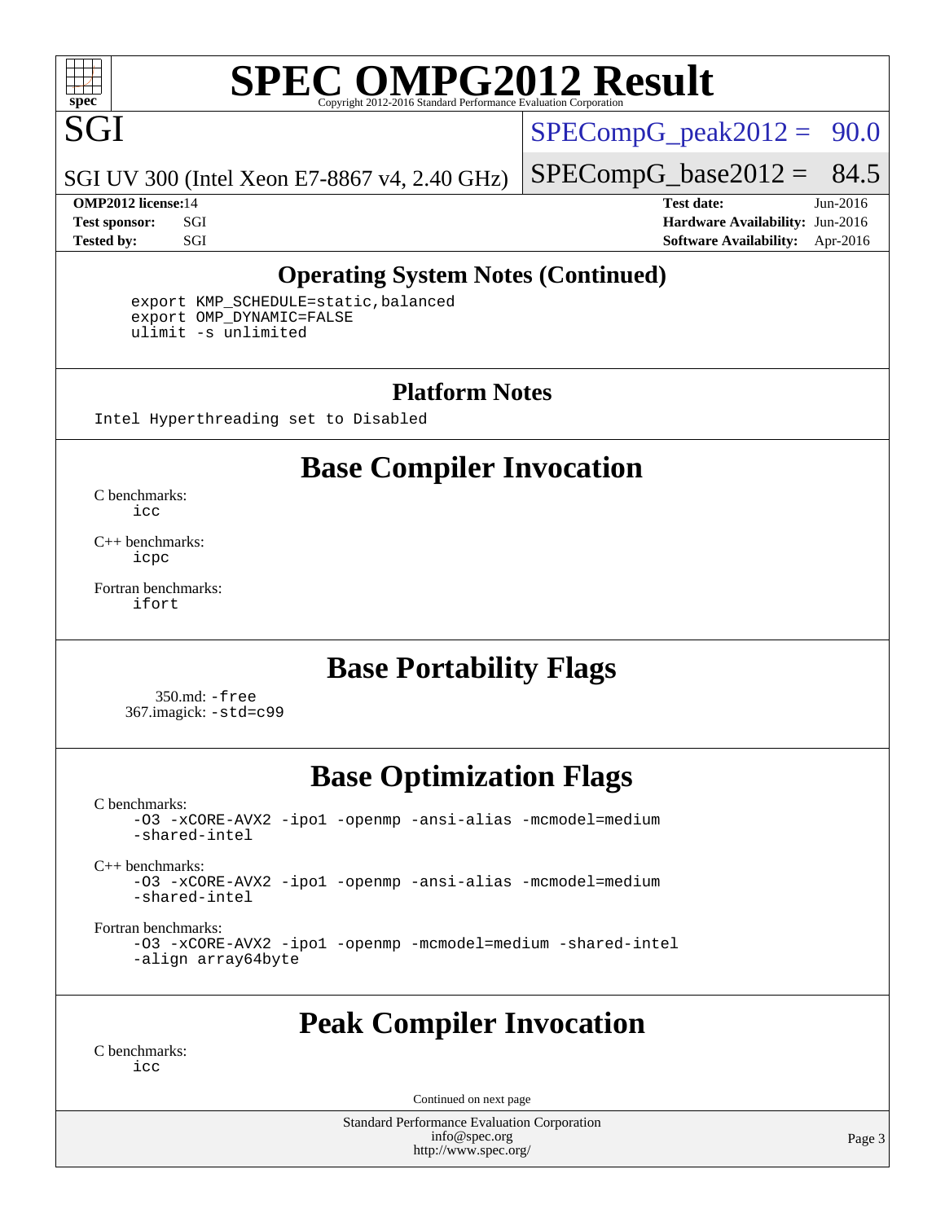## Operating System Notes (Continued)

```
export KMP_SCHEDULE=static,balanced
export OMP_DYNAMIC=FALSE
ulimit -s unlimited
```

## Platform Notes

```
Intel Hyperthreading set to Disabled
```

## Base Compiler Invocation

C benchmarks:
```
icc
```

C++ benchmarks:
```
icpc
```

Fortran benchmarks:
```
ifort
```

## Base Portability Flags

350.md: `-free`
367.imagick: `-std=c99`

## Base Optimization Flags

C benchmarks:
```
-O3 -xCORE-AVX2 -ipo1 -openmp -ansi-alias -mcmodel=medium
-shared-intel
```

C++ benchmarks:
```
-O3 -xCORE-AVX2 -ipo1 -openmp -ansi-alias -mcmodel=medium
-shared-intel
```

Fortran benchmarks:
```
-O3 -xCORE-AVX2 -ipo1 -openmp -mcmodel=medium -shared-intel
-align array64byte
```

## Peak Compiler Invocation

C benchmarks:
```
icc
```

Continued on next page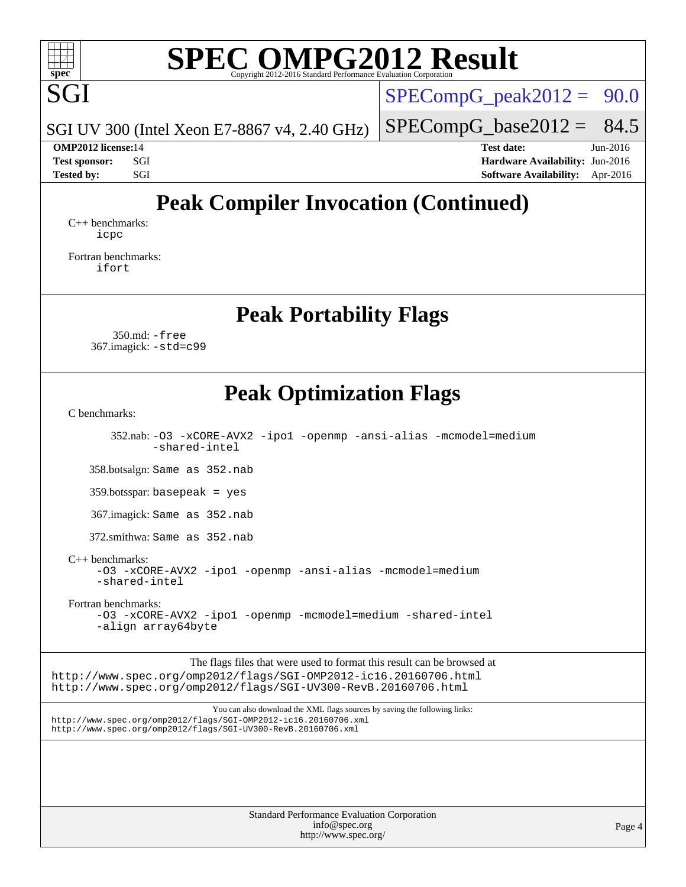# Peak Compiler Invocation (Continued)

C++ benchmarks:
icpc

Fortran benchmarks:
ifort

# Peak Portability Flags

350.md: -free
367.imagick: -std=c99

# Peak Optimization Flags

C benchmarks:

352.nab: -O3 -xCORE-AVX2 -ipo1 -openmp -ansi-alias -mcmodel=medium -shared-intel

358.botsalgn: Same as 352.nab

359.botsspar: basepeak = yes

367.imagick: Same as 352.nab

372.smithwa: Same as 352.nab

C++ benchmarks:
-O3 -xCORE-AVX2 -ipo1 -openmp -ansi-alias -mcmodel=medium -shared-intel

Fortran benchmarks:
-O3 -xCORE-AVX2 -ipo1 -openmp -mcmodel=medium -shared-intel -align array64byte

The flags files that were used to format this result can be browsed at
http://www.spec.org/omp2012/flags/SGI-OMP2012-ic16.20160706.html
http://www.spec.org/omp2012/flags/SGI-UV300-RevB.20160706.html

You can also download the XML flags sources by saving the following links:
http://www.spec.org/omp2012/flags/SGI-OMP2012-ic16.20160706.xml
http://www.spec.org/omp2012/flags/SGI-UV300-RevB.20160706.xml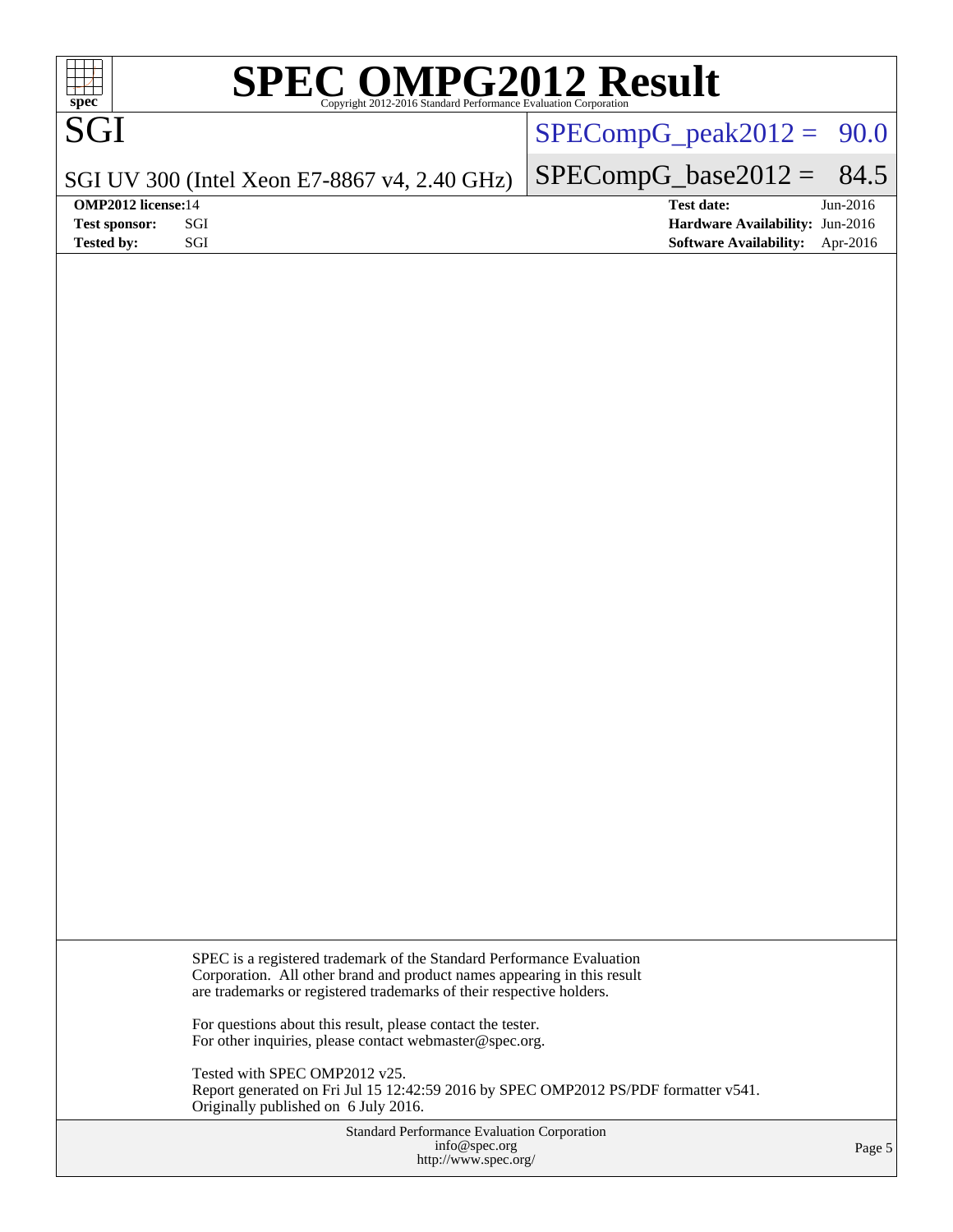SPEC is a registered trademark of the Standard Performance Evaluation Corporation. All other brand and product names appearing in this result are trademarks or registered trademarks of their respective holders.

For questions about this result, please contact the tester.
For other inquiries, please contact webmaster@spec.org.

Tested with SPEC OMP2012 v25.
Report generated on Fri Jul 15 12:42:59 2016 by SPEC OMP2012 PS/PDF formatter v541.
Originally published on 6 July 2016.